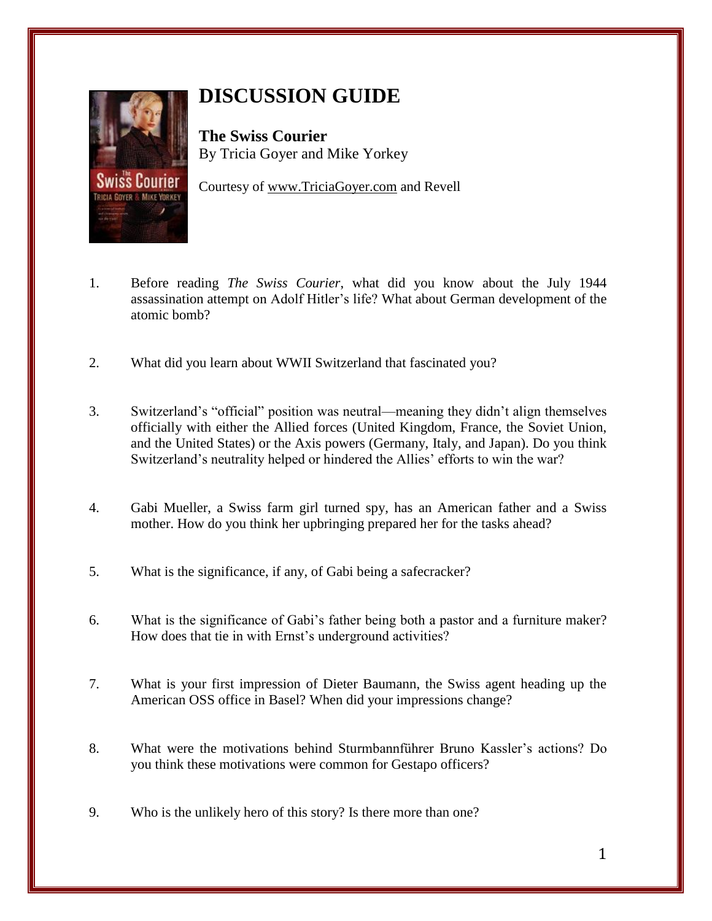# DISCUSSION GUIDE

**The Swiss Courier**
By Tricia Goyer and Mike Yorkey

Courtesy of www.TriciaGoyer.com and Revell

1. Before reading *The Swiss Courier*, what did you know about the July 1944 assassination attempt on Adolf Hitler's life? What about German development of the atomic bomb?

2. What did you learn about WWII Switzerland that fascinated you?

3. Switzerland's "official" position was neutral—meaning they didn't align themselves officially with either the Allied forces (United Kingdom, France, the Soviet Union, and the United States) or the Axis powers (Germany, Italy, and Japan). Do you think Switzerland's neutrality helped or hindered the Allies' efforts to win the war?

4. Gabi Mueller, a Swiss farm girl turned spy, has an American father and a Swiss mother. How do you think her upbringing prepared her for the tasks ahead?

5. What is the significance, if any, of Gabi being a safecracker?

6. What is the significance of Gabi's father being both a pastor and a furniture maker? How does that tie in with Ernst's underground activities?

7. What is your first impression of Dieter Baumann, the Swiss agent heading up the American OSS office in Basel? When did your impressions change?

8. What were the motivations behind Sturmbannführer Bruno Kassler's actions? Do you think these motivations were common for Gestapo officers?

9. Who is the unlikely hero of this story? Is there more than one?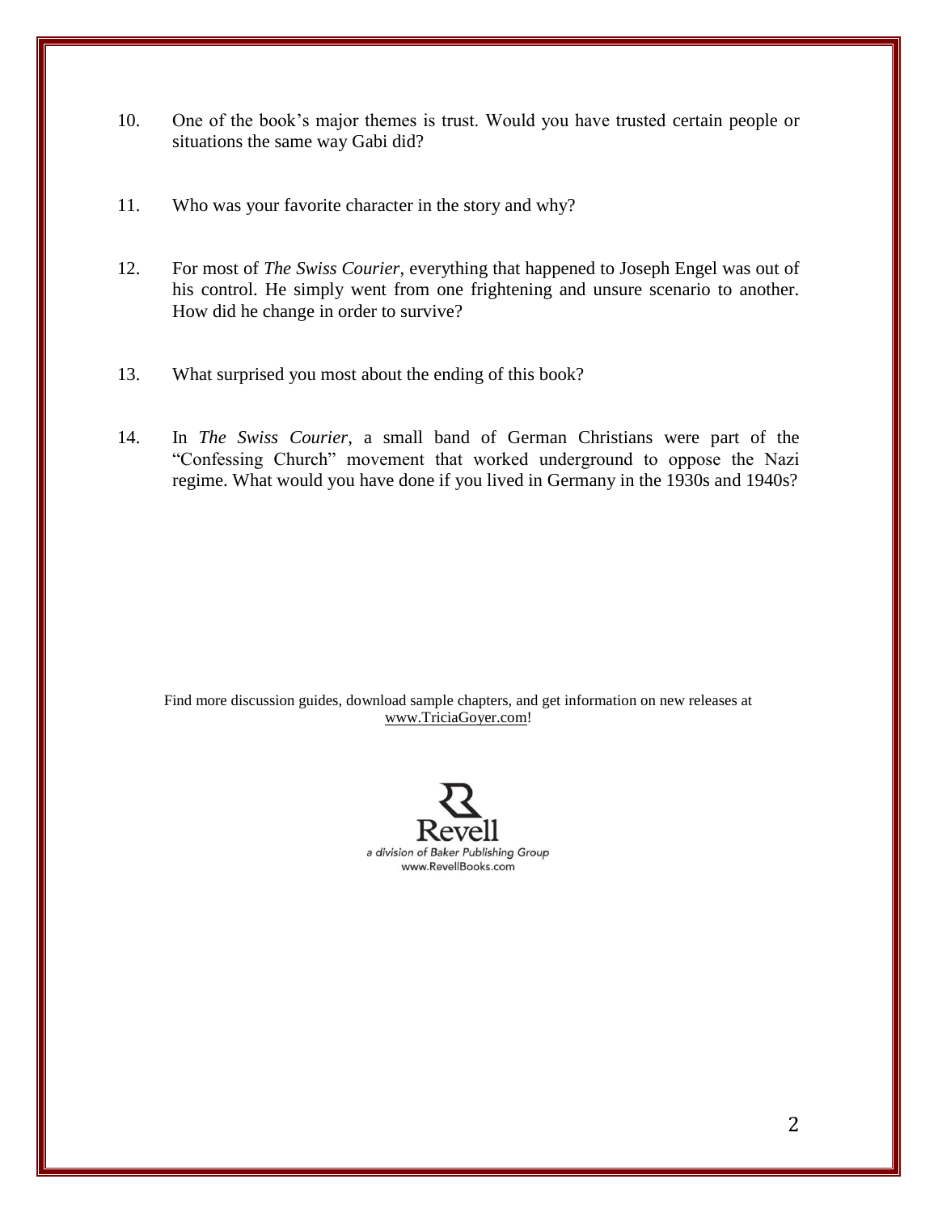10. One of the book's major themes is trust. Would you have trusted certain people or situations the same way Gabi did?

11. Who was your favorite character in the story and why?

12. For most of *The Swiss Courier*, everything that happened to Joseph Engel was out of his control. He simply went from one frightening and unsure scenario to another. How did he change in order to survive?

13. What surprised you most about the ending of this book?

14. In *The Swiss Courier*, a small band of German Christians were part of the "Confessing Church" movement that worked underground to oppose the Nazi regime. What would you have done if you lived in Germany in the 1930s and 1940s?

Find more discussion guides, download sample chapters, and get information on new releases at www.TriciaGoyer.com!

Revell
*a division of Baker Publishing Group*
www.RevellBooks.com